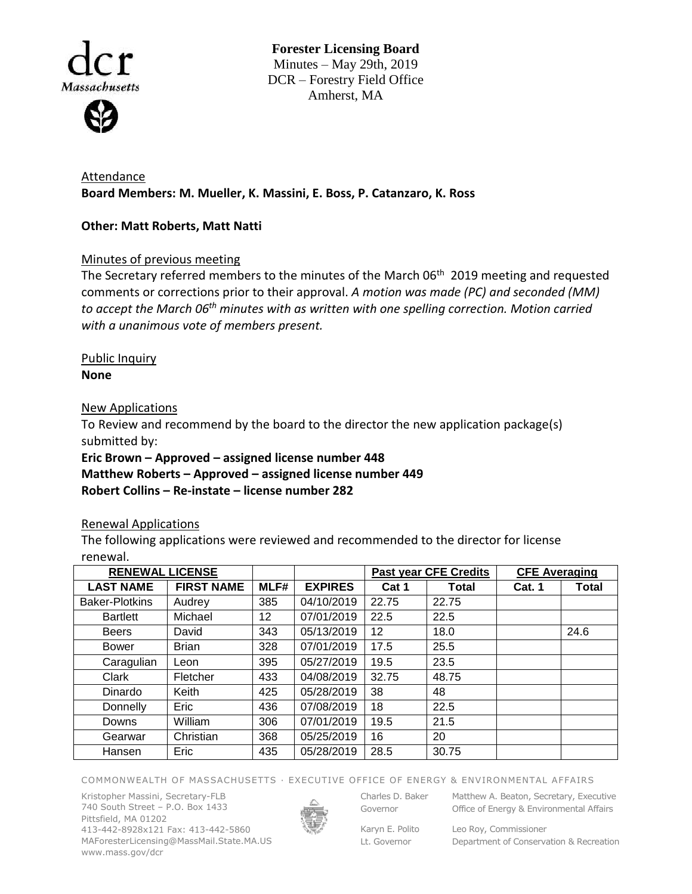**Forester Licensing Board**
Minutes – May 29th, 2019
DCR – Forestry Field Office
Amherst, MA

Attendance
**Board Members: M. Mueller, K. Massini, E. Boss, P. Catanzaro, K. Ross**

**Other: Matt Roberts, Matt Natti**

Minutes of previous meeting
The Secretary referred members to the minutes of the March 06th 2019 meeting and requested comments or corrections prior to their approval. *A motion was made (PC) and seconded (MM) to accept the March 06th minutes with as written with one spelling correction. Motion carried with a unanimous vote of members present.*

Public Inquiry
**None**

New Applications
To Review and recommend by the board to the director the new application package(s) submitted by:
**Eric Brown – Approved – assigned license number 448**
**Matthew Roberts – Approved – assigned license number 449**
**Robert Collins – Re-instate – license number 282**

Renewal Applications
The following applications were reviewed and recommended to the director for license renewal.

| RENEWAL LICENSE | | | | Past year CFE Credits | | CFE Averaging | |
|---|---|---|---|---|---|---|---|
| LAST NAME | FIRST NAME | MLF# | EXPIRES | Cat 1 | Total | Cat. 1 | Total |
| Baker-Plotkins | Audrey | 385 | 04/10/2019 | 22.75 | 22.75 | | |
| Bartlett | Michael | 12 | 07/01/2019 | 22.5 | 22.5 | | |
| Beers | David | 343 | 05/13/2019 | 12 | 18.0 | | 24.6 |
| Bower | Brian | 328 | 07/01/2019 | 17.5 | 25.5 | | |
| Caragulian | Leon | 395 | 05/27/2019 | 19.5 | 23.5 | | |
| Clark | Fletcher | 433 | 04/08/2019 | 32.75 | 48.75 | | |
| Dinardo | Keith | 425 | 05/28/2019 | 38 | 48 | | |
| Donnelly | Eric | 436 | 07/08/2019 | 18 | 22.5 | | |
| Downs | William | 306 | 07/01/2019 | 19.5 | 21.5 | | |
| Gearwar | Christian | 368 | 05/25/2019 | 16 | 20 | | |
| Hansen | Eric | 435 | 05/28/2019 | 28.5 | 30.75 | | |

COMMONWEALTH OF MASSACHUSETTS · EXECUTIVE OFFICE OF ENERGY & ENVIRONMENTAL AFFAIRS

Kristopher Massini, Secretary-FLB
740 South Street – P.O. Box 1433
Pittsfield, MA 01202
413-442-8928x121 Fax: 413-442-5860
MAForesterLicensing@MassMail.State.MA.US
www.mass.gov/dcr

Charles D. Baker, Governor
Karyn E. Polito, Lt. Governor

Matthew A. Beaton, Secretary, Executive Office of Energy & Environmental Affairs
Leo Roy, Commissioner, Department of Conservation & Recreation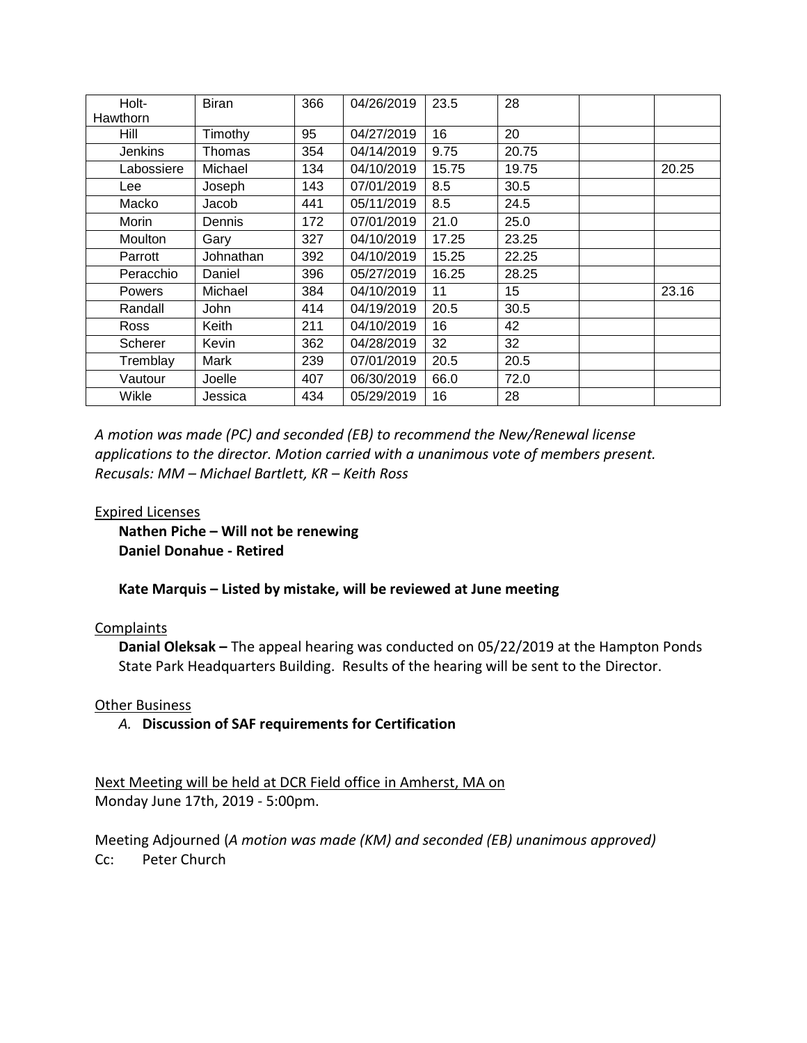| | | | | | | | |
|---|---|---|---|---|---|---|---|
| Holt-Hawthorn | Biran | 366 | 04/26/2019 | 23.5 | 28 | | |
| Hill | Timothy | 95 | 04/27/2019 | 16 | 20 | | |
| Jenkins | Thomas | 354 | 04/14/2019 | 9.75 | 20.75 | | |
| Labossiere | Michael | 134 | 04/10/2019 | 15.75 | 19.75 | | 20.25 |
| Lee | Joseph | 143 | 07/01/2019 | 8.5 | 30.5 | | |
| Macko | Jacob | 441 | 05/11/2019 | 8.5 | 24.5 | | |
| Morin | Dennis | 172 | 07/01/2019 | 21.0 | 25.0 | | |
| Moulton | Gary | 327 | 04/10/2019 | 17.25 | 23.25 | | |
| Parrott | Johnathan | 392 | 04/10/2019 | 15.25 | 22.25 | | |
| Peracchio | Daniel | 396 | 05/27/2019 | 16.25 | 28.25 | | |
| Powers | Michael | 384 | 04/10/2019 | 11 | 15 | | 23.16 |
| Randall | John | 414 | 04/19/2019 | 20.5 | 30.5 | | |
| Ross | Keith | 211 | 04/10/2019 | 16 | 42 | | |
| Scherer | Kevin | 362 | 04/28/2019 | 32 | 32 | | |
| Tremblay | Mark | 239 | 07/01/2019 | 20.5 | 20.5 | | |
| Vautour | Joelle | 407 | 06/30/2019 | 66.0 | 72.0 | | |
| Wikle | Jessica | 434 | 05/29/2019 | 16 | 28 | | |

*A motion was made (PC) and seconded (EB) to recommend the New/Renewal license applications to the director. Motion carried with a unanimous vote of members present. Recusals: MM – Michael Bartlett, KR – Keith Ross*

Expired Licenses

**Nathen Piche – Will not be renewing**
**Daniel Donahue - Retired**

**Kate Marquis – Listed by mistake, will be reviewed at June meeting**

Complaints

**Danial Oleksak –** The appeal hearing was conducted on 05/22/2019 at the Hampton Ponds State Park Headquarters Building. Results of the hearing will be sent to the Director.

Other Business

*A.* **Discussion of SAF requirements for Certification**

Next Meeting will be held at DCR Field office in Amherst, MA on
Monday June 17th, 2019 - 5:00pm.

Meeting Adjourned (*A motion was made (KM) and seconded (EB) unanimous approved)*
Cc: Peter Church